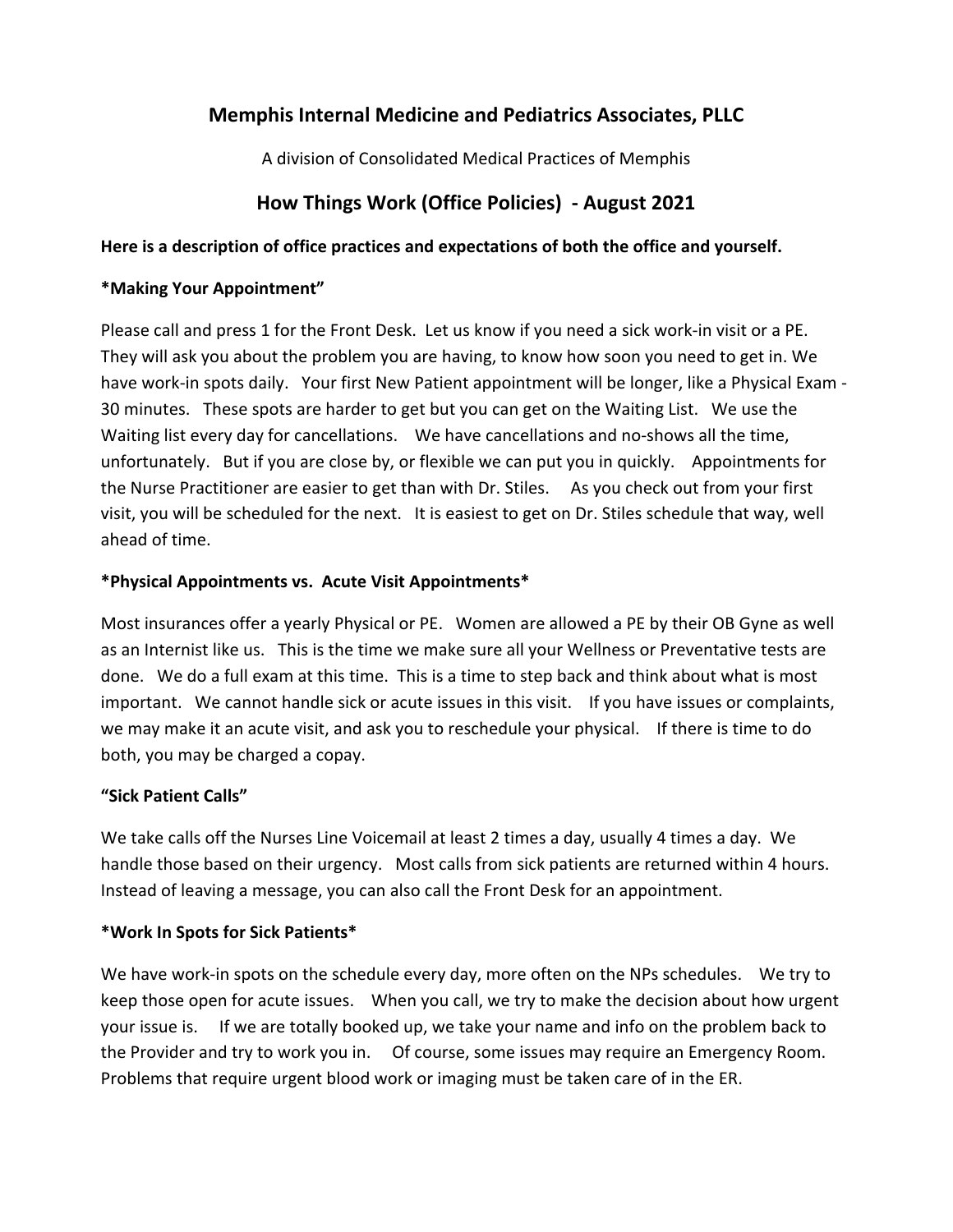# Memphis Internal Medicine and Pediatrics Associates, PLLC

A division of Consolidated Medical Practices of Memphis

## How Things Work (Office Policies) - August 2021

**Here is a description of office practices and expectations of both the office and yourself.**

**\*Making Your Appointment”**

Please call and press 1 for the Front Desk. Let us know if you need a sick work-in visit or a PE. They will ask you about the problem you are having, to know how soon you need to get in. We have work-in spots daily. Your first New Patient appointment will be longer, like a Physical Exam - 30 minutes. These spots are harder to get but you can get on the Waiting List. We use the Waiting list every day for cancellations. We have cancellations and no-shows all the time, unfortunately. But if you are close by, or flexible we can put you in quickly. Appointments for the Nurse Practitioner are easier to get than with Dr. Stiles. As you check out from your first visit, you will be scheduled for the next. It is easiest to get on Dr. Stiles schedule that way, well ahead of time.

**\*Physical Appointments vs. Acute Visit Appointments\***

Most insurances offer a yearly Physical or PE. Women are allowed a PE by their OB Gyne as well as an Internist like us. This is the time we make sure all your Wellness or Preventative tests are done. We do a full exam at this time. This is a time to step back and think about what is most important. We cannot handle sick or acute issues in this visit. If you have issues or complaints, we may make it an acute visit, and ask you to reschedule your physical. If there is time to do both, you may be charged a copay.

**“Sick Patient Calls”**

We take calls off the Nurses Line Voicemail at least 2 times a day, usually 4 times a day. We handle those based on their urgency. Most calls from sick patients are returned within 4 hours. Instead of leaving a message, you can also call the Front Desk for an appointment.

**\*Work In Spots for Sick Patients\***

We have work-in spots on the schedule every day, more often on the NPs schedules. We try to keep those open for acute issues. When you call, we try to make the decision about how urgent your issue is. If we are totally booked up, we take your name and info on the problem back to the Provider and try to work you in. Of course, some issues may require an Emergency Room. Problems that require urgent blood work or imaging must be taken care of in the ER.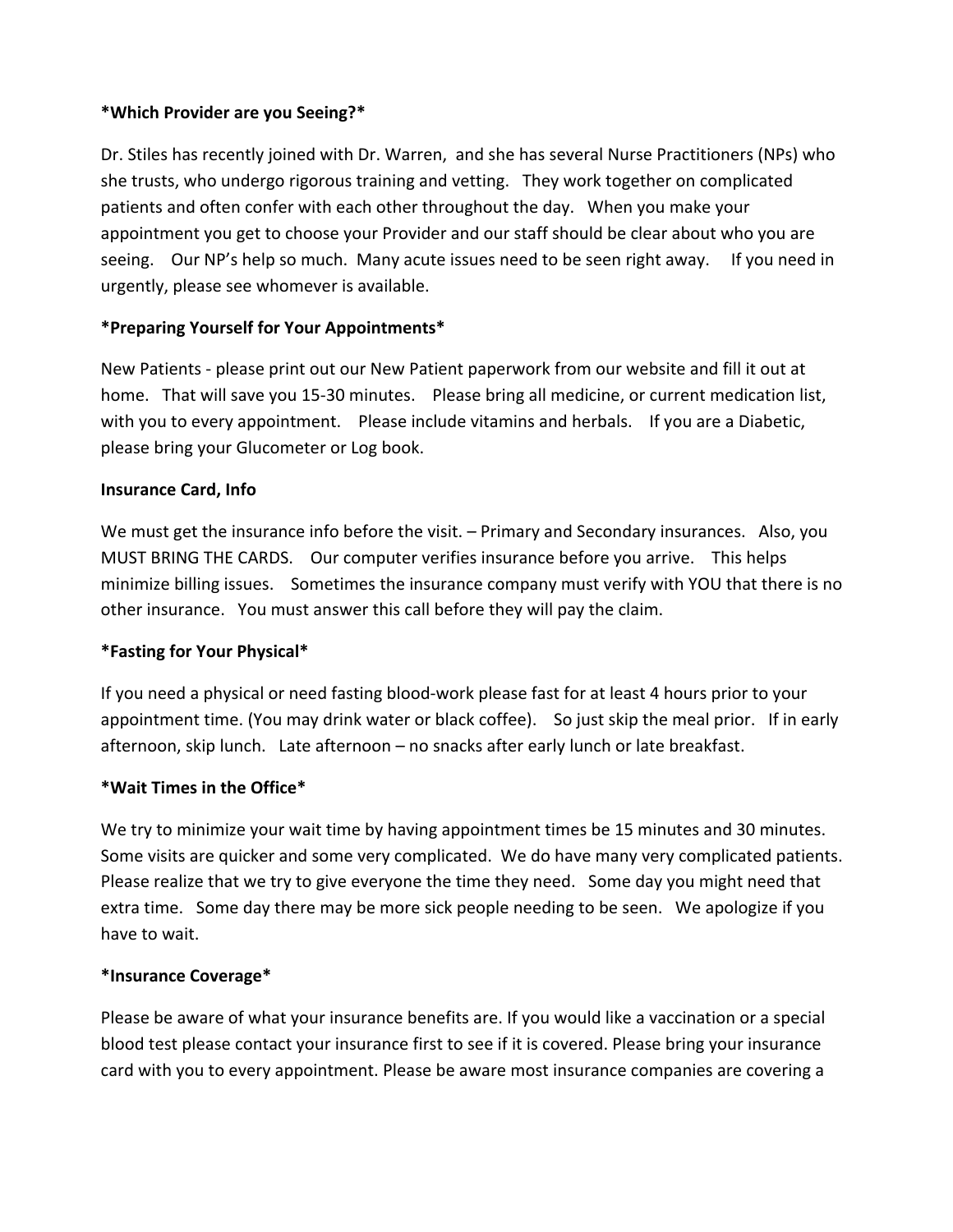**\*Which Provider are you Seeing?\***

Dr. Stiles has recently joined with Dr. Warren, and she has several Nurse Practitioners (NPs) who she trusts, who undergo rigorous training and vetting. They work together on complicated patients and often confer with each other throughout the day. When you make your appointment you get to choose your Provider and our staff should be clear about who you are seeing. Our NP's help so much. Many acute issues need to be seen right away. If you need in urgently, please see whomever is available.

**\*Preparing Yourself for Your Appointments\***

New Patients - please print out our New Patient paperwork from our website and fill it out at home. That will save you 15-30 minutes. Please bring all medicine, or current medication list, with you to every appointment. Please include vitamins and herbals. If you are a Diabetic, please bring your Glucometer or Log book.

**Insurance Card, Info**

We must get the insurance info before the visit. – Primary and Secondary insurances. Also, you MUST BRING THE CARDS. Our computer verifies insurance before you arrive. This helps minimize billing issues. Sometimes the insurance company must verify with YOU that there is no other insurance. You must answer this call before they will pay the claim.

**\*Fasting for Your Physical\***

If you need a physical or need fasting blood-work please fast for at least 4 hours prior to your appointment time. (You may drink water or black coffee). So just skip the meal prior. If in early afternoon, skip lunch. Late afternoon – no snacks after early lunch or late breakfast.

**\*Wait Times in the Office\***

We try to minimize your wait time by having appointment times be 15 minutes and 30 minutes. Some visits are quicker and some very complicated. We do have many very complicated patients. Please realize that we try to give everyone the time they need. Some day you might need that extra time. Some day there may be more sick people needing to be seen. We apologize if you have to wait.

**\*Insurance Coverage\***

Please be aware of what your insurance benefits are. If you would like a vaccination or a special blood test please contact your insurance first to see if it is covered. Please bring your insurance card with you to every appointment. Please be aware most insurance companies are covering a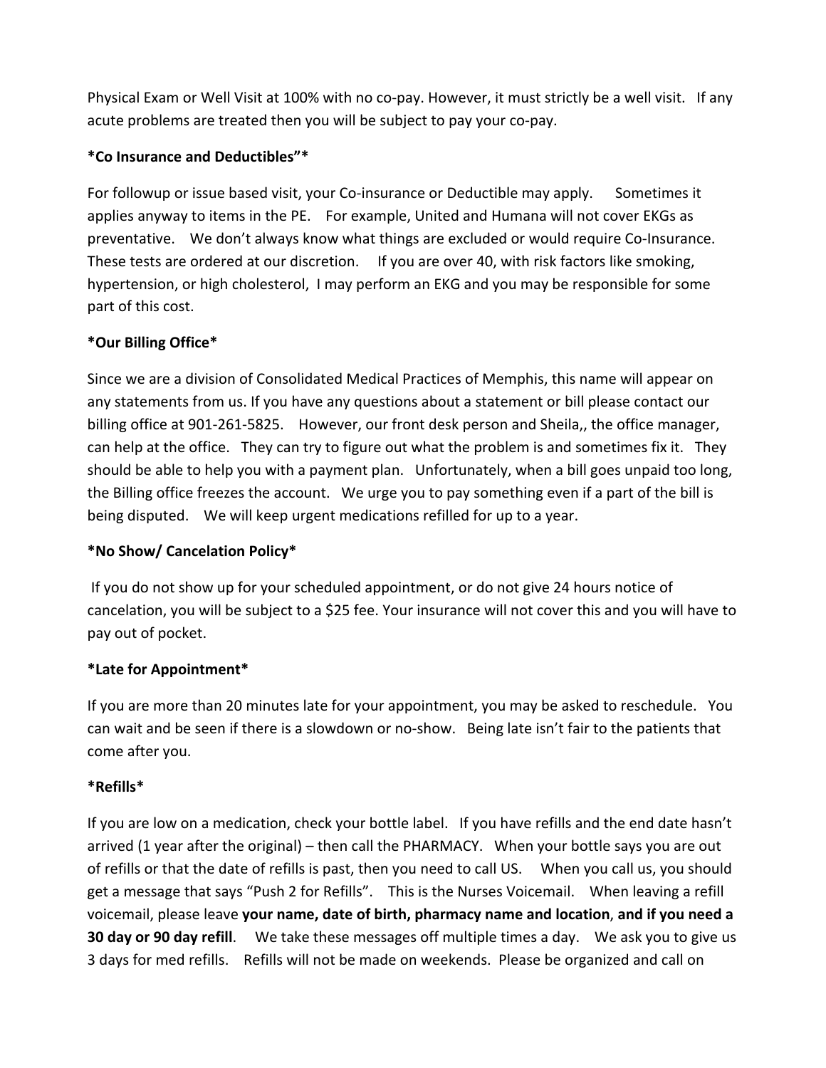Physical Exam or Well Visit at 100% with no co-pay. However, it must strictly be a well visit. If any acute problems are treated then you will be subject to pay your co-pay.

**\*Co Insurance and Deductibles"\***

For followup or issue based visit, your Co-insurance or Deductible may apply. Sometimes it applies anyway to items in the PE. For example, United and Humana will not cover EKGs as preventative. We don't always know what things are excluded or would require Co-Insurance. These tests are ordered at our discretion. If you are over 40, with risk factors like smoking, hypertension, or high cholesterol, I may perform an EKG and you may be responsible for some part of this cost.

**\*Our Billing Office\***

Since we are a division of Consolidated Medical Practices of Memphis, this name will appear on any statements from us. If you have any questions about a statement or bill please contact our billing office at 901-261-5825. However, our front desk person and Sheila,, the office manager, can help at the office. They can try to figure out what the problem is and sometimes fix it. They should be able to help you with a payment plan. Unfortunately, when a bill goes unpaid too long, the Billing office freezes the account. We urge you to pay something even if a part of the bill is being disputed. We will keep urgent medications refilled for up to a year.

**\*No Show/ Cancelation Policy\***

If you do not show up for your scheduled appointment, or do not give 24 hours notice of cancelation, you will be subject to a $25 fee. Your insurance will not cover this and you will have to pay out of pocket.

**\*Late for Appointment\***

If you are more than 20 minutes late for your appointment, you may be asked to reschedule. You can wait and be seen if there is a slowdown or no-show. Being late isn't fair to the patients that come after you.

**\*Refills\***

If you are low on a medication, check your bottle label. If you have refills and the end date hasn't arrived (1 year after the original) – then call the PHARMACY. When your bottle says you are out of refills or that the date of refills is past, then you need to call US. When you call us, you should get a message that says "Push 2 for Refills". This is the Nurses Voicemail. When leaving a refill voicemail, please leave **your name, date of birth, pharmacy name and location**, **and if you need a 30 day or 90 day refill**. We take these messages off multiple times a day. We ask you to give us 3 days for med refills. Refills will not be made on weekends. Please be organized and call on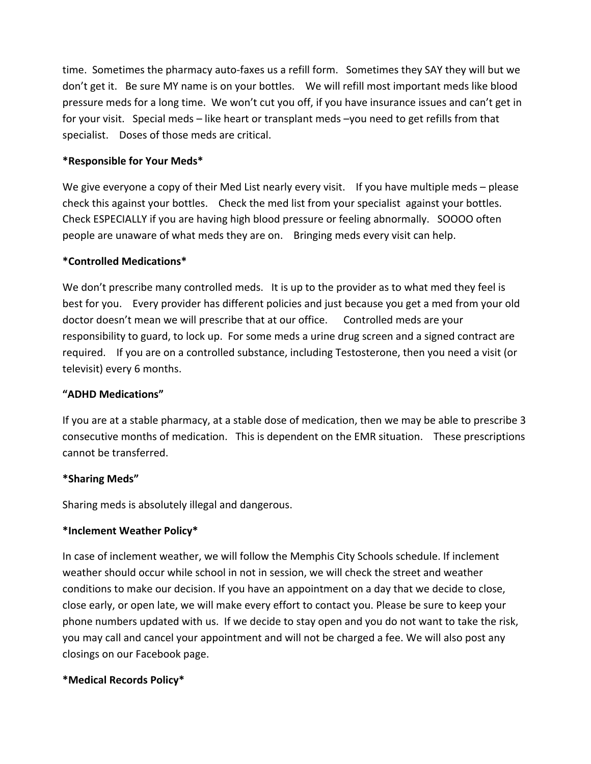time. Sometimes the pharmacy auto-faxes us a refill form. Sometimes they SAY they will but we don't get it. Be sure MY name is on your bottles. We will refill most important meds like blood pressure meds for a long time. We won't cut you off, if you have insurance issues and can't get in for your visit. Special meds – like heart or transplant meds –you need to get refills from that specialist. Doses of those meds are critical.

**\*Responsible for Your Meds\***

We give everyone a copy of their Med List nearly every visit. If you have multiple meds – please check this against your bottles. Check the med list from your specialist against your bottles. Check ESPECIALLY if you are having high blood pressure or feeling abnormally. SOOOO often people are unaware of what meds they are on. Bringing meds every visit can help.

**\*Controlled Medications\***

We don't prescribe many controlled meds. It is up to the provider as to what med they feel is best for you. Every provider has different policies and just because you get a med from your old doctor doesn't mean we will prescribe that at our office. Controlled meds are your responsibility to guard, to lock up. For some meds a urine drug screen and a signed contract are required. If you are on a controlled substance, including Testosterone, then you need a visit (or televisit) every 6 months.

**"ADHD Medications"**

If you are at a stable pharmacy, at a stable dose of medication, then we may be able to prescribe 3 consecutive months of medication. This is dependent on the EMR situation. These prescriptions cannot be transferred.

**\*Sharing Meds"**

Sharing meds is absolutely illegal and dangerous.

**\*Inclement Weather Policy\***

In case of inclement weather, we will follow the Memphis City Schools schedule. If inclement weather should occur while school in not in session, we will check the street and weather conditions to make our decision. If you have an appointment on a day that we decide to close, close early, or open late, we will make every effort to contact you. Please be sure to keep your phone numbers updated with us. If we decide to stay open and you do not want to take the risk, you may call and cancel your appointment and will not be charged a fee. We will also post any closings on our Facebook page.

**\*Medical Records Policy\***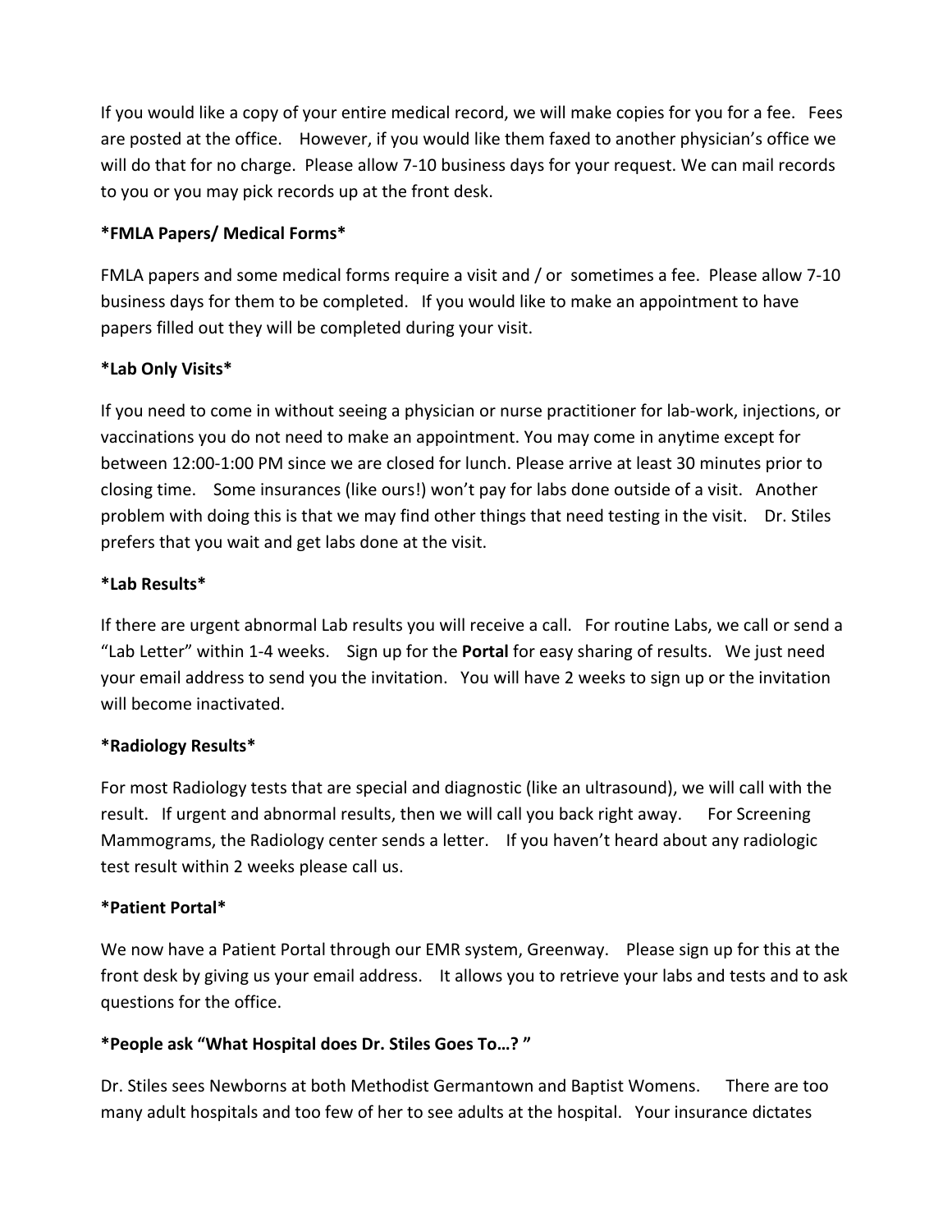If you would like a copy of your entire medical record, we will make copies for you for a fee. Fees are posted at the office. However, if you would like them faxed to another physician's office we will do that for no charge. Please allow 7-10 business days for your request. We can mail records to you or you may pick records up at the front desk.

**\*FMLA Papers/ Medical Forms\***

FMLA papers and some medical forms require a visit and / or sometimes a fee. Please allow 7-10 business days for them to be completed. If you would like to make an appointment to have papers filled out they will be completed during your visit.

**\*Lab Only Visits\***

If you need to come in without seeing a physician or nurse practitioner for lab-work, injections, or vaccinations you do not need to make an appointment. You may come in anytime except for between 12:00-1:00 PM since we are closed for lunch. Please arrive at least 30 minutes prior to closing time. Some insurances (like ours!) won't pay for labs done outside of a visit. Another problem with doing this is that we may find other things that need testing in the visit. Dr. Stiles prefers that you wait and get labs done at the visit.

**\*Lab Results\***

If there are urgent abnormal Lab results you will receive a call. For routine Labs, we call or send a "Lab Letter" within 1-4 weeks. Sign up for the **Portal** for easy sharing of results. We just need your email address to send you the invitation. You will have 2 weeks to sign up or the invitation will become inactivated.

**\*Radiology Results\***

For most Radiology tests that are special and diagnostic (like an ultrasound), we will call with the result. If urgent and abnormal results, then we will call you back right away. For Screening Mammograms, the Radiology center sends a letter. If you haven't heard about any radiologic test result within 2 weeks please call us.

**\*Patient Portal\***

We now have a Patient Portal through our EMR system, Greenway. Please sign up for this at the front desk by giving us your email address. It allows you to retrieve your labs and tests and to ask questions for the office.

**\*People ask "What Hospital does Dr. Stiles Goes To…? "**

Dr. Stiles sees Newborns at both Methodist Germantown and Baptist Womens. There are too many adult hospitals and too few of her to see adults at the hospital. Your insurance dictates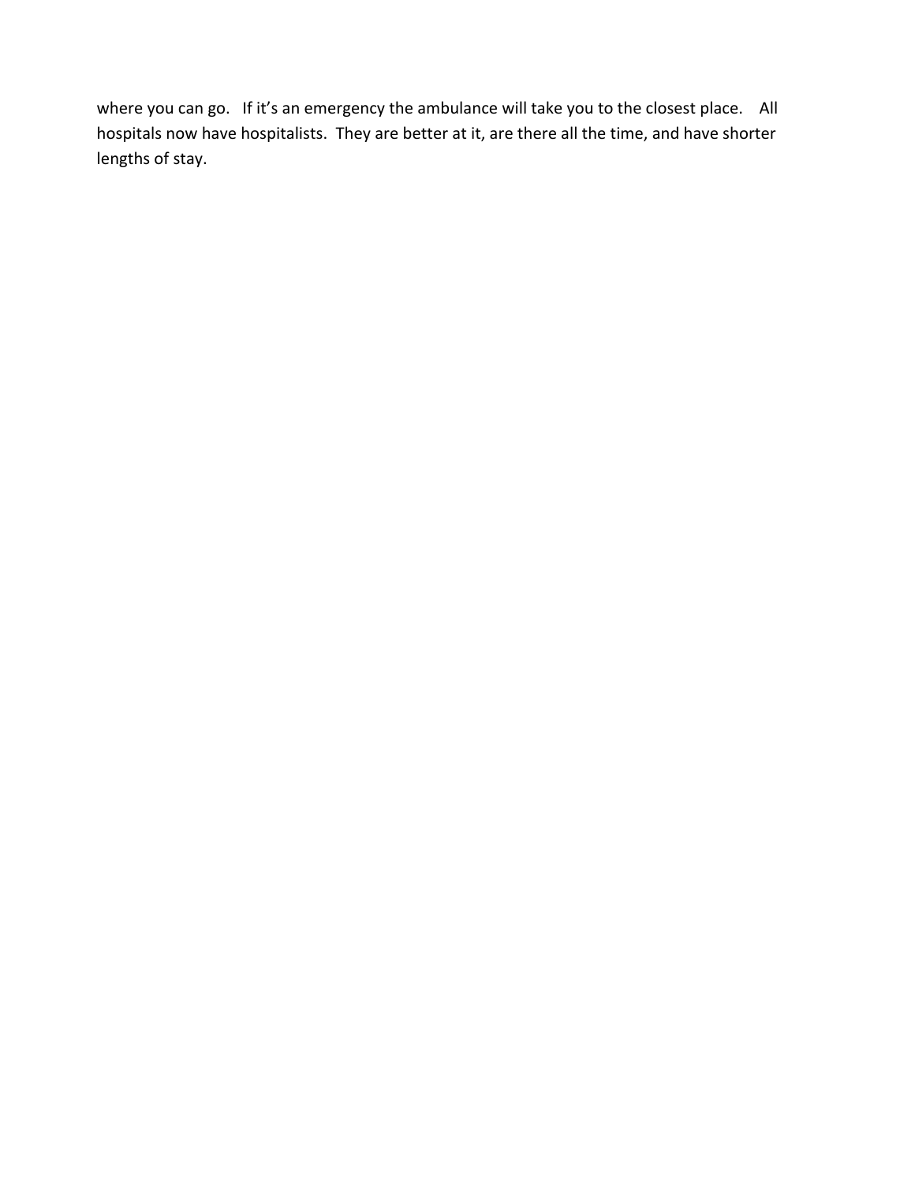where you can go. If it's an emergency the ambulance will take you to the closest place. All hospitals now have hospitalists. They are better at it, are there all the time, and have shorter lengths of stay.